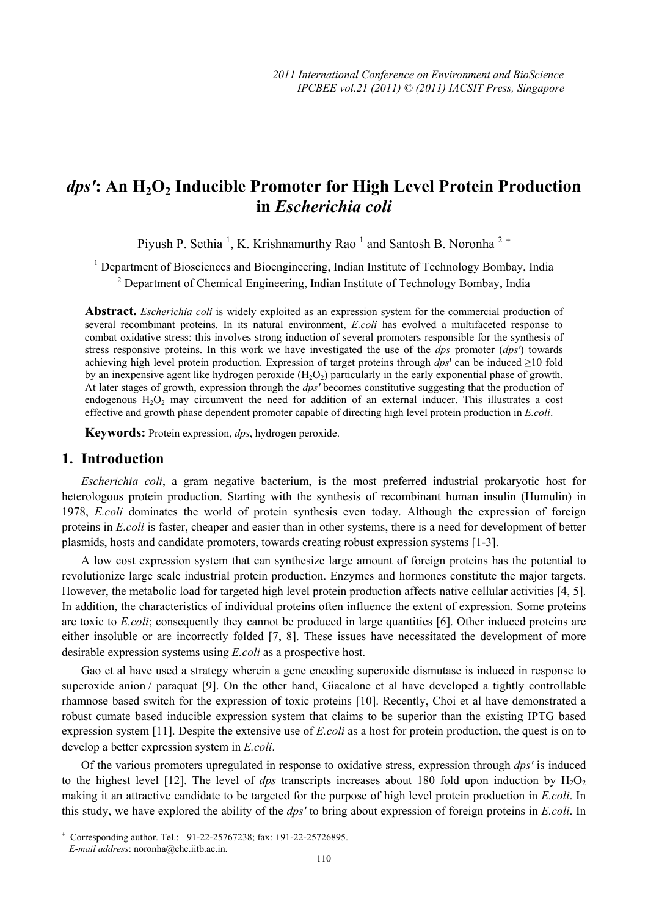# *dps'*: An $H_2O_2$ Inducible Promoter for High Level Protein Production in *Escherichia coli*

Piyush P. Sethia [1], K. Krishnamurthy Rao [1] and Santosh B. Noronha [2 +]

[1] Department of Biosciences and Bioengineering, Indian Institute of Technology Bombay, India

[2] Department of Chemical Engineering, Indian Institute of Technology Bombay, India

**Abstract.** *Escherichia coli* is widely exploited as an expression system for the commercial production of several recombinant proteins. In its natural environment, *E.coli* has evolved a multifaceted response to combat oxidative stress: this involves strong induction of several promoters responsible for the synthesis of stress responsive proteins. In this work we have investigated the use of the *dps* promoter (*dps'*) towards achieving high level protein production. Expression of target proteins through *dps*' can be induced ≥10 fold by an inexpensive agent like hydrogen peroxide ($H_2O_2$) particularly in the early exponential phase of growth. At later stages of growth, expression through the *dps'* becomes constitutive suggesting that the production of endogenous $H_2O_2$ may circumvent the need for addition of an external inducer. This illustrates a cost effective and growth phase dependent promoter capable of directing high level protein production in *E.coli*.

**Keywords:** Protein expression, *dps*, hydrogen peroxide.

## 1. Introduction

*Escherichia coli*, a gram negative bacterium, is the most preferred industrial prokaryotic host for heterologous protein production. Starting with the synthesis of recombinant human insulin (Humulin) in 1978, *E.coli* dominates the world of protein synthesis even today. Although the expression of foreign proteins in *E.coli* is faster, cheaper and easier than in other systems, there is a need for development of better plasmids, hosts and candidate promoters, towards creating robust expression systems [1-3].

A low cost expression system that can synthesize large amount of foreign proteins has the potential to revolutionize large scale industrial protein production. Enzymes and hormones constitute the major targets. However, the metabolic load for targeted high level protein production affects native cellular activities [4, 5]. In addition, the characteristics of individual proteins often influence the extent of expression. Some proteins are toxic to *E.coli*; consequently they cannot be produced in large quantities [6]. Other induced proteins are either insoluble or are incorrectly folded [7, 8]. These issues have necessitated the development of more desirable expression systems using *E.coli* as a prospective host.

Gao et al have used a strategy wherein a gene encoding superoxide dismutase is induced in response to superoxide anion / paraquat [9]. On the other hand, Giacalone et al have developed a tightly controllable rhamnose based switch for the expression of toxic proteins [10]. Recently, Choi et al have demonstrated a robust cumate based inducible expression system that claims to be superior than the existing IPTG based expression system [11]. Despite the extensive use of *E.coli* as a host for protein production, the quest is on to develop a better expression system in *E.coli*.

Of the various promoters upregulated in response to oxidative stress, expression through *dps'* is induced to the highest level [12]. The level of *dps* transcripts increases about 180 fold upon induction by $H_2O_2$ making it an attractive candidate to be targeted for the purpose of high level protein production in *E.coli*. In this study, we have explored the ability of the *dps'* to bring about expression of foreign proteins in *E.coli*. In

[+] Corresponding author. Tel.: +91-22-25767238; fax: +91-22-25726895.
*E-mail address*: noronha@che.iitb.ac.in.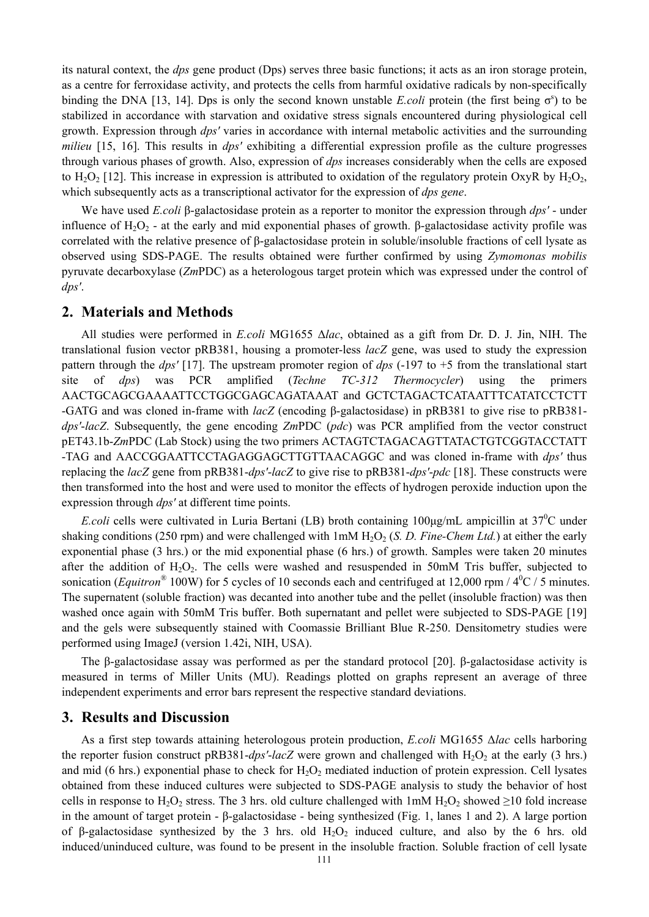its natural context, the *dps* gene product (Dps) serves three basic functions; it acts as an iron storage protein, as a centre for ferroxidase activity, and protects the cells from harmful oxidative radicals by non-specifically binding the DNA [13, 14]. Dps is only the second known unstable *E.coli* protein (the first being $\sigma^s$) to be stabilized in accordance with starvation and oxidative stress signals encountered during physiological cell growth. Expression through *dps′* varies in accordance with internal metabolic activities and the surrounding *milieu* [15, 16]. This results in *dps′* exhibiting a differential expression profile as the culture progresses through various phases of growth. Also, expression of *dps* increases considerably when the cells are exposed to $H_2O_2$ [12]. This increase in expression is attributed to oxidation of the regulatory protein OxyR by $H_2O_2$, which subsequently acts as a transcriptional activator for the expression of *dps gene*.

We have used *E.coli* β-galactosidase protein as a reporter to monitor the expression through *dps′* - under influence of $H_2O_2$ - at the early and mid exponential phases of growth. β-galactosidase activity profile was correlated with the relative presence of β-galactosidase protein in soluble/insoluble fractions of cell lysate as observed using SDS-PAGE. The results obtained were further confirmed by using *Zymomonas mobilis* pyruvate decarboxylase (*Zm*PDC) as a heterologous target protein which was expressed under the control of *dps′*.

## 2. Materials and Methods

All studies were performed in *E.coli* MG1655 Δ*lac*, obtained as a gift from Dr. D. J. Jin, NIH. The translational fusion vector pRB381, housing a promoter-less *lacZ* gene, was used to study the expression pattern through the *dps′* [17]. The upstream promoter region of *dps* (-197 to +5 from the translational start site of *dps*) was PCR amplified (*Techne TC-312 Thermocycler*) using the primers AACTGCAGCGAAAATTCCTGGCGAGCAGATAAAT and GCTCTAGACTCATAATTTCATATCCTCTT-GATG and was cloned in-frame with *lacZ* (encoding β-galactosidase) in pRB381 to give rise to pRB381-*dps′*-*lacZ*. Subsequently, the gene encoding *Zm*PDC (*pdc*) was PCR amplified from the vector construct pET43.1b-*Zm*PDC (Lab Stock) using the two primers ACTAGTCTAGACAGTTATACTGTCGGTACCTATT-TAG and AACCGGAATTCCTAGAGGAGCTTGTTAACAGGC and was cloned in-frame with *dps′* thus replacing the *lacZ* gene from pRB381-*dps′*-*lacZ* to give rise to pRB381-*dps′*-*pdc* [18]. These constructs were then transformed into the host and were used to monitor the effects of hydrogen peroxide induction upon the expression through *dps′* at different time points.

*E.coli* cells were cultivated in Luria Bertani (LB) broth containing 100μg/mL ampicillin at 37$^0$C under shaking conditions (250 rpm) and were challenged with 1mM $H_2O_2$ (*S. D. Fine-Chem Ltd.*) at either the early exponential phase (3 hrs.) or the mid exponential phase (6 hrs.) of growth. Samples were taken 20 minutes after the addition of $H_2O_2$. The cells were washed and resuspended in 50mM Tris buffer, subjected to sonication (*Equitron*® 100W) for 5 cycles of 10 seconds each and centrifuged at 12,000 rpm / 4$^0$C / 5 minutes. The supernatent (soluble fraction) was decanted into another tube and the pellet (insoluble fraction) was then washed once again with 50mM Tris buffer. Both supernatant and pellet were subjected to SDS-PAGE [19] and the gels were subsequently stained with Coomassie Brilliant Blue R-250. Densitometry studies were performed using ImageJ (version 1.42i, NIH, USA).

The β-galactosidase assay was performed as per the standard protocol [20]. β-galactosidase activity is measured in terms of Miller Units (MU). Readings plotted on graphs represent an average of three independent experiments and error bars represent the respective standard deviations.

## 3. Results and Discussion

As a first step towards attaining heterologous protein production, *E.coli* MG1655 Δ*lac* cells harboring the reporter fusion construct pRB381-*dps′*-*lacZ* were grown and challenged with $H_2O_2$ at the early (3 hrs.) and mid (6 hrs.) exponential phase to check for $H_2O_2$ mediated induction of protein expression. Cell lysates obtained from these induced cultures were subjected to SDS-PAGE analysis to study the behavior of host cells in response to $H_2O_2$ stress. The 3 hrs. old culture challenged with 1mM $H_2O_2$ showed ≥10 fold increase in the amount of target protein - β-galactosidase - being synthesized (Fig. 1, lanes 1 and 2). A large portion of β-galactosidase synthesized by the 3 hrs. old $H_2O_2$ induced culture, and also by the 6 hrs. old induced/uninduced culture, was found to be present in the insoluble fraction. Soluble fraction of cell lysate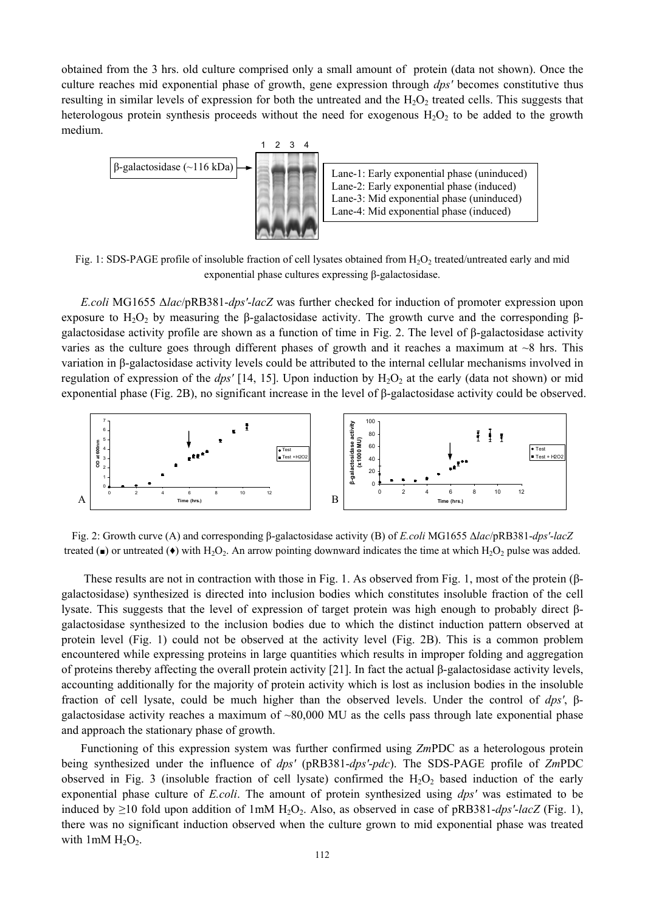obtained from the 3 hrs. old culture comprised only a small amount of protein (data not shown). Once the culture reaches mid exponential phase of growth, gene expression through *dps′* becomes constitutive thus resulting in similar levels of expression for both the untreated and the $H_2O_2$ treated cells. This suggests that heterologous protein synthesis proceeds without the need for exogenous $H_2O_2$ to be added to the growth medium.

Lane-1: Early exponential phase (uninduced)
Lane-2: Early exponential phase (induced)
Lane-3: Mid exponential phase (uninduced)
Lane-4: Mid exponential phase (induced)

Fig. 1: SDS-PAGE profile of insoluble fraction of cell lysates obtained from $H_2O_2$ treated/untreated early and mid exponential phase cultures expressing β-galactosidase.

*E.coli* MG1655 Δ*lac*/pRB381-*dps′*-*lacZ* was further checked for induction of promoter expression upon exposure to $H_2O_2$ by measuring the β-galactosidase activity. The growth curve and the corresponding β-galactosidase activity profile are shown as a function of time in Fig. 2. The level of β-galactosidase activity varies as the culture goes through different phases of growth and it reaches a maximum at ~8 hrs. This variation in β-galactosidase activity levels could be attributed to the internal cellular mechanisms involved in regulation of expression of the *dps′* [14, 15]. Upon induction by $H_2O_2$ at the early (data not shown) or mid exponential phase (Fig. 2B), no significant increase in the level of β-galactosidase activity could be observed.

Fig. 2: Growth curve (A) and corresponding β-galactosidase activity (B) of *E.coli* MG1655 Δ*lac*/pRB381-*dps′*-*lacZ* treated (■) or untreated (♦) with $H_2O_2$. An arrow pointing downward indicates the time at which $H_2O_2$ pulse was added.

These results are not in contraction with those in Fig. 1. As observed from Fig. 1, most of the protein (β-galactosidase) synthesized is directed into inclusion bodies which constitutes insoluble fraction of the cell lysate. This suggests that the level of expression of target protein was high enough to probably direct β-galactosidase synthesized to the inclusion bodies due to which the distinct induction pattern observed at protein level (Fig. 1) could not be observed at the activity level (Fig. 2B). This is a common problem encountered while expressing proteins in large quantities which results in improper folding and aggregation of proteins thereby affecting the overall protein activity [21]. In fact the actual β-galactosidase activity levels, accounting additionally for the majority of protein activity which is lost as inclusion bodies in the insoluble fraction of cell lysate, could be much higher than the observed levels. Under the control of *dps′*, β-galactosidase activity reaches a maximum of ~80,000 MU as the cells pass through late exponential phase and approach the stationary phase of growth.

Functioning of this expression system was further confirmed using *Zm*PDC as a heterologous protein being synthesized under the influence of *dps′* (pRB381-*dps′*-*pdc*). The SDS-PAGE profile of *Zm*PDC observed in Fig. 3 (insoluble fraction of cell lysate) confirmed the $H_2O_2$ based induction of the early exponential phase culture of *E.coli*. The amount of protein synthesized using *dps′* was estimated to be induced by ≥10 fold upon addition of 1mM $H_2O_2$. Also, as observed in case of pRB381-*dps′*-*lacZ* (Fig. 1), there was no significant induction observed when the culture grown to mid exponential phase was treated with 1mM $H_2O_2$.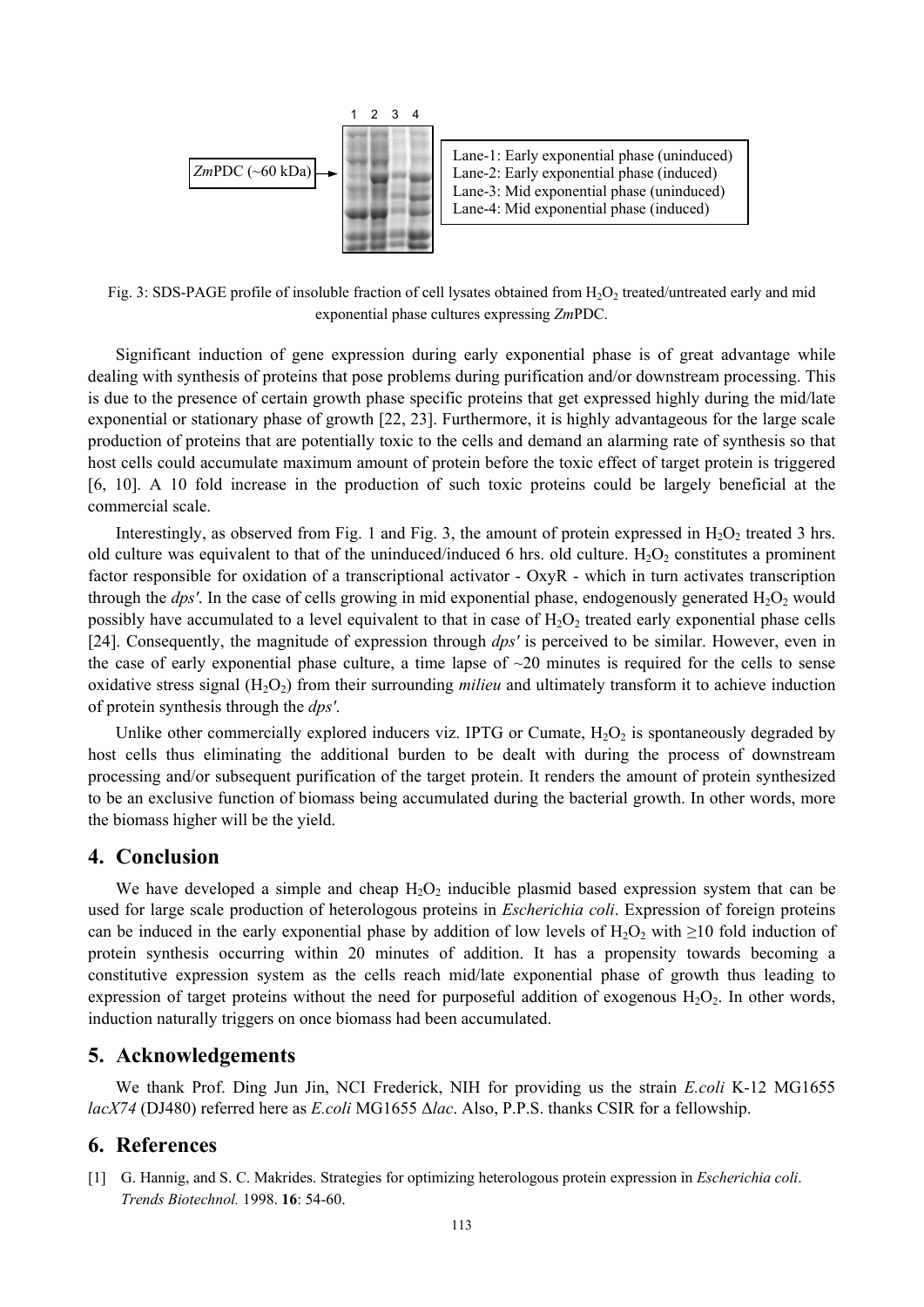Fig. 3: SDS-PAGE profile of insoluble fraction of cell lysates obtained from $H_2O_2$ treated/untreated early and mid exponential phase cultures expressing *Zm*PDC.

Significant induction of gene expression during early exponential phase is of great advantage while dealing with synthesis of proteins that pose problems during purification and/or downstream processing. This is due to the presence of certain growth phase specific proteins that get expressed highly during the mid/late exponential or stationary phase of growth [22, 23]. Furthermore, it is highly advantageous for the large scale production of proteins that are potentially toxic to the cells and demand an alarming rate of synthesis so that host cells could accumulate maximum amount of protein before the toxic effect of target protein is triggered [6, 10]. A 10 fold increase in the production of such toxic proteins could be largely beneficial at the commercial scale.

Interestingly, as observed from Fig. 1 and Fig. 3, the amount of protein expressed in $H_2O_2$ treated 3 hrs. old culture was equivalent to that of the uninduced/induced 6 hrs. old culture. $H_2O_2$ constitutes a prominent factor responsible for oxidation of a transcriptional activator - OxyR - which in turn activates transcription through the *dps'*. In the case of cells growing in mid exponential phase, endogenously generated $H_2O_2$ would possibly have accumulated to a level equivalent to that in case of $H_2O_2$ treated early exponential phase cells [24]. Consequently, the magnitude of expression through *dps'* is perceived to be similar. However, even in the case of early exponential phase culture, a time lapse of ~20 minutes is required for the cells to sense oxidative stress signal ($H_2O_2$) from their surrounding *milieu* and ultimately transform it to achieve induction of protein synthesis through the *dps'*.

Unlike other commercially explored inducers viz. IPTG or Cumate, $H_2O_2$ is spontaneously degraded by host cells thus eliminating the additional burden to be dealt with during the process of downstream processing and/or subsequent purification of the target protein. It renders the amount of protein synthesized to be an exclusive function of biomass being accumulated during the bacterial growth. In other words, more the biomass higher will be the yield.

## 4. Conclusion

We have developed a simple and cheap $H_2O_2$ inducible plasmid based expression system that can be used for large scale production of heterologous proteins in *Escherichia coli*. Expression of foreign proteins can be induced in the early exponential phase by addition of low levels of $H_2O_2$ with ≥10 fold induction of protein synthesis occurring within 20 minutes of addition. It has a propensity towards becoming a constitutive expression system as the cells reach mid/late exponential phase of growth thus leading to expression of target proteins without the need for purposeful addition of exogenous $H_2O_2$. In other words, induction naturally triggers on once biomass had been accumulated.

## 5. Acknowledgements

We thank Prof. Ding Jun Jin, NCI Frederick, NIH for providing us the strain *E.coli* K-12 MG1655 *lacX74* (DJ480) referred here as *E.coli* MG1655 Δ*lac*. Also, P.P.S. thanks CSIR for a fellowship.

## 6. References

[1] G. Hannig, and S. C. Makrides. Strategies for optimizing heterologous protein expression in *Escherichia coli*. *Trends Biotechnol.* 1998. **16**: 54-60.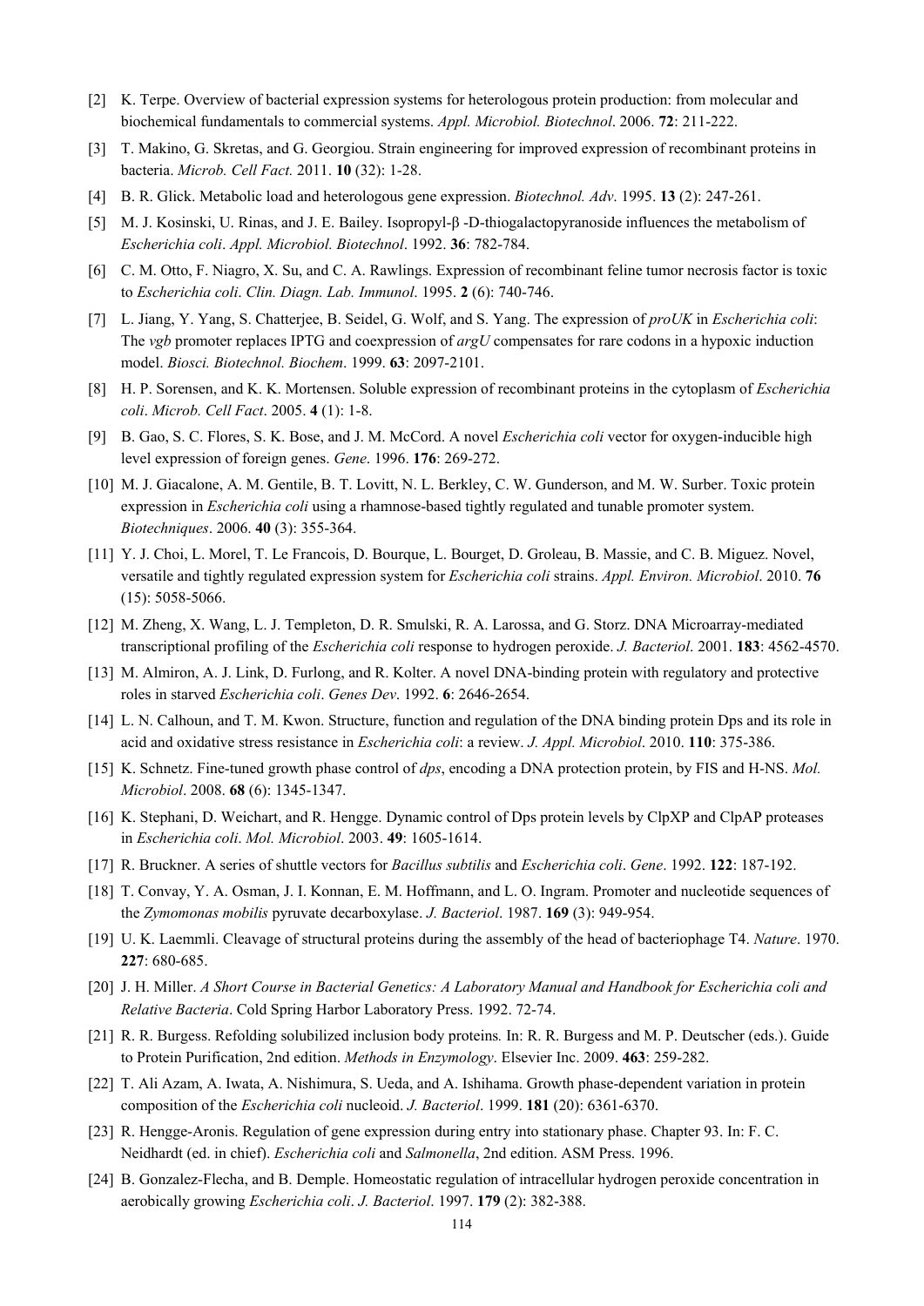[2] K. Terpe. Overview of bacterial expression systems for heterologous protein production: from molecular and biochemical fundamentals to commercial systems. *Appl. Microbiol. Biotechnol*. 2006. **72**: 211-222.

[3] T. Makino, G. Skretas, and G. Georgiou. Strain engineering for improved expression of recombinant proteins in bacteria. *Microb. Cell Fact.* 2011. **10** (32): 1-28.

[4] B. R. Glick. Metabolic load and heterologous gene expression. *Biotechnol. Adv*. 1995. **13** (2): 247-261.

[5] M. J. Kosinski, U. Rinas, and J. E. Bailey. Isopropyl-β -D-thiogalactopyranoside influences the metabolism of *Escherichia coli*. *Appl. Microbiol. Biotechnol*. 1992. **36**: 782-784.

[6] C. M. Otto, F. Niagro, X. Su, and C. A. Rawlings. Expression of recombinant feline tumor necrosis factor is toxic to *Escherichia coli*. *Clin. Diagn. Lab. Immunol*. 1995. **2** (6): 740-746.

[7] L. Jiang, Y. Yang, S. Chatterjee, B. Seidel, G. Wolf, and S. Yang. The expression of *proUK* in *Escherichia coli*: The *vgb* promoter replaces IPTG and coexpression of *argU* compensates for rare codons in a hypoxic induction model. *Biosci. Biotechnol. Biochem*. 1999. **63**: 2097-2101.

[8] H. P. Sorensen, and K. K. Mortensen. Soluble expression of recombinant proteins in the cytoplasm of *Escherichia coli*. *Microb. Cell Fact*. 2005. **4** (1): 1-8.

[9] B. Gao, S. C. Flores, S. K. Bose, and J. M. McCord. A novel *Escherichia coli* vector for oxygen-inducible high level expression of foreign genes. *Gene*. 1996. **176**: 269-272.

[10] M. J. Giacalone, A. M. Gentile, B. T. Lovitt, N. L. Berkley, C. W. Gunderson, and M. W. Surber. Toxic protein expression in *Escherichia coli* using a rhamnose-based tightly regulated and tunable promoter system. *Biotechniques*. 2006. **40** (3): 355-364.

[11] Y. J. Choi, L. Morel, T. Le Francois, D. Bourque, L. Bourget, D. Groleau, B. Massie, and C. B. Miguez. Novel, versatile and tightly regulated expression system for *Escherichia coli* strains. *Appl. Environ. Microbiol*. 2010. **76** (15): 5058-5066.

[12] M. Zheng, X. Wang, L. J. Templeton, D. R. Smulski, R. A. Larossa, and G. Storz. DNA Microarray-mediated transcriptional profiling of the *Escherichia coli* response to hydrogen peroxide. *J. Bacteriol*. 2001. **183**: 4562-4570.

[13] M. Almiron, A. J. Link, D. Furlong, and R. Kolter. A novel DNA-binding protein with regulatory and protective roles in starved *Escherichia coli*. *Genes Dev*. 1992. **6**: 2646-2654.

[14] L. N. Calhoun, and T. M. Kwon. Structure, function and regulation of the DNA binding protein Dps and its role in acid and oxidative stress resistance in *Escherichia coli*: a review. *J. Appl. Microbiol*. 2010. **110**: 375-386.

[15] K. Schnetz. Fine-tuned growth phase control of *dps*, encoding a DNA protection protein, by FIS and H-NS. *Mol. Microbiol*. 2008. **68** (6): 1345-1347.

[16] K. Stephani, D. Weichart, and R. Hengge. Dynamic control of Dps protein levels by ClpXP and ClpAP proteases in *Escherichia coli*. *Mol. Microbiol*. 2003. **49**: 1605-1614.

[17] R. Bruckner. A series of shuttle vectors for *Bacillus subtilis* and *Escherichia coli*. *Gene*. 1992. **122**: 187-192.

[18] T. Convay, Y. A. Osman, J. I. Konnan, E. M. Hoffmann, and L. O. Ingram. Promoter and nucleotide sequences of the *Zymomonas mobilis* pyruvate decarboxylase. *J. Bacteriol*. 1987. **169** (3): 949-954.

[19] U. K. Laemmli. Cleavage of structural proteins during the assembly of the head of bacteriophage T4. *Nature*. 1970. **227**: 680-685.

[20] J. H. Miller. *A Short Course in Bacterial Genetics: A Laboratory Manual and Handbook for Escherichia coli and Relative Bacteria*. Cold Spring Harbor Laboratory Press. 1992. 72-74.

[21] R. R. Burgess. Refolding solubilized inclusion body proteins*.* In: R. R. Burgess and M. P. Deutscher (eds.). Guide to Protein Purification, 2nd edition. *Methods in Enzymology*. Elsevier Inc. 2009. **463**: 259-282.

[22] T. Ali Azam, A. Iwata, A. Nishimura, S. Ueda, and A. Ishihama. Growth phase-dependent variation in protein composition of the *Escherichia coli* nucleoid. *J. Bacteriol*. 1999. **181** (20): 6361-6370.

[23] R. Hengge-Aronis. Regulation of gene expression during entry into stationary phase. Chapter 93. In: F. C. Neidhardt (ed. in chief). *Escherichia coli* and *Salmonella*, 2nd edition. ASM Press. 1996.

[24] B. Gonzalez-Flecha, and B. Demple. Homeostatic regulation of intracellular hydrogen peroxide concentration in aerobically growing *Escherichia coli*. *J. Bacteriol*. 1997. **179** (2): 382-388.